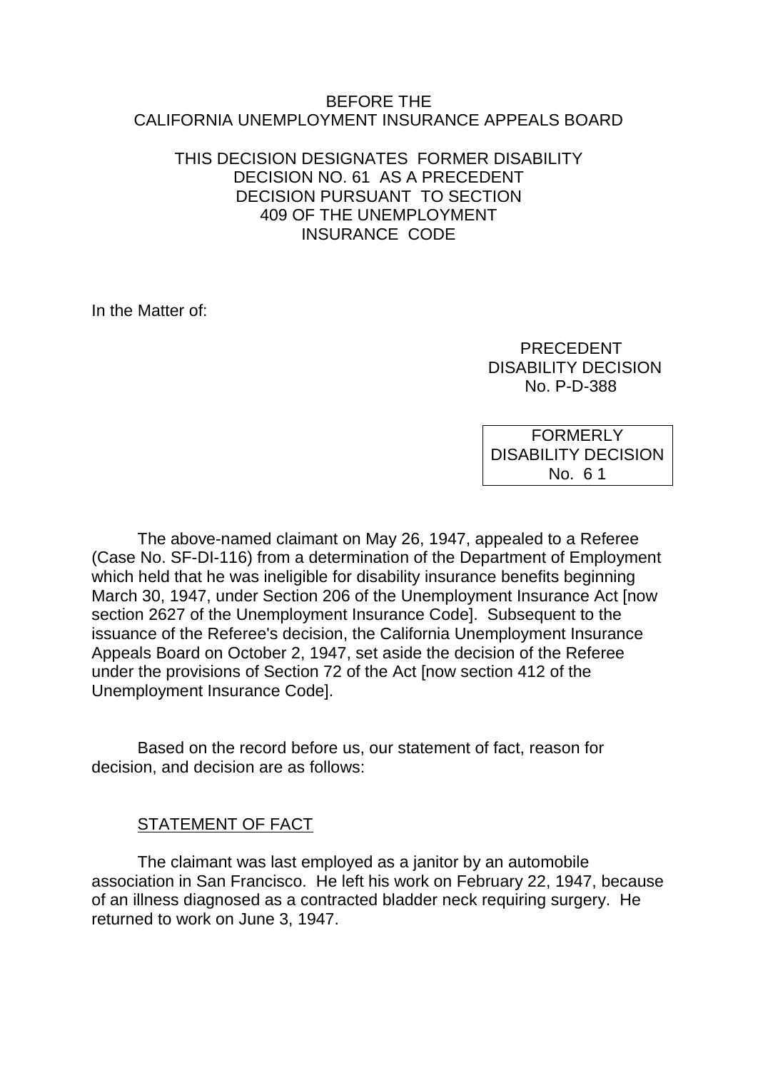BEFORE THE
CALIFORNIA UNEMPLOYMENT INSURANCE APPEALS BOARD

THIS DECISION DESIGNATES FORMER DISABILITY DECISION NO. 61 AS A PRECEDENT DECISION PURSUANT TO SECTION 409 OF THE UNEMPLOYMENT INSURANCE CODE

In the Matter of:

PRECEDENT
DISABILITY DECISION
No. P-D-388

FORMERLY
DISABILITY DECISION
No. 61

The above-named claimant on May 26, 1947, appealed to a Referee (Case No. SF-DI-116) from a determination of the Department of Employment which held that he was ineligible for disability insurance benefits beginning March 30, 1947, under Section 206 of the Unemployment Insurance Act [now section 2627 of the Unemployment Insurance Code]. Subsequent to the issuance of the Referee's decision, the California Unemployment Insurance Appeals Board on October 2, 1947, set aside the decision of the Referee under the provisions of Section 72 of the Act [now section 412 of the Unemployment Insurance Code].

Based on the record before us, our statement of fact, reason for decision, and decision are as follows:

## STATEMENT OF FACT

The claimant was last employed as a janitor by an automobile association in San Francisco. He left his work on February 22, 1947, because of an illness diagnosed as a contracted bladder neck requiring surgery. He returned to work on June 3, 1947.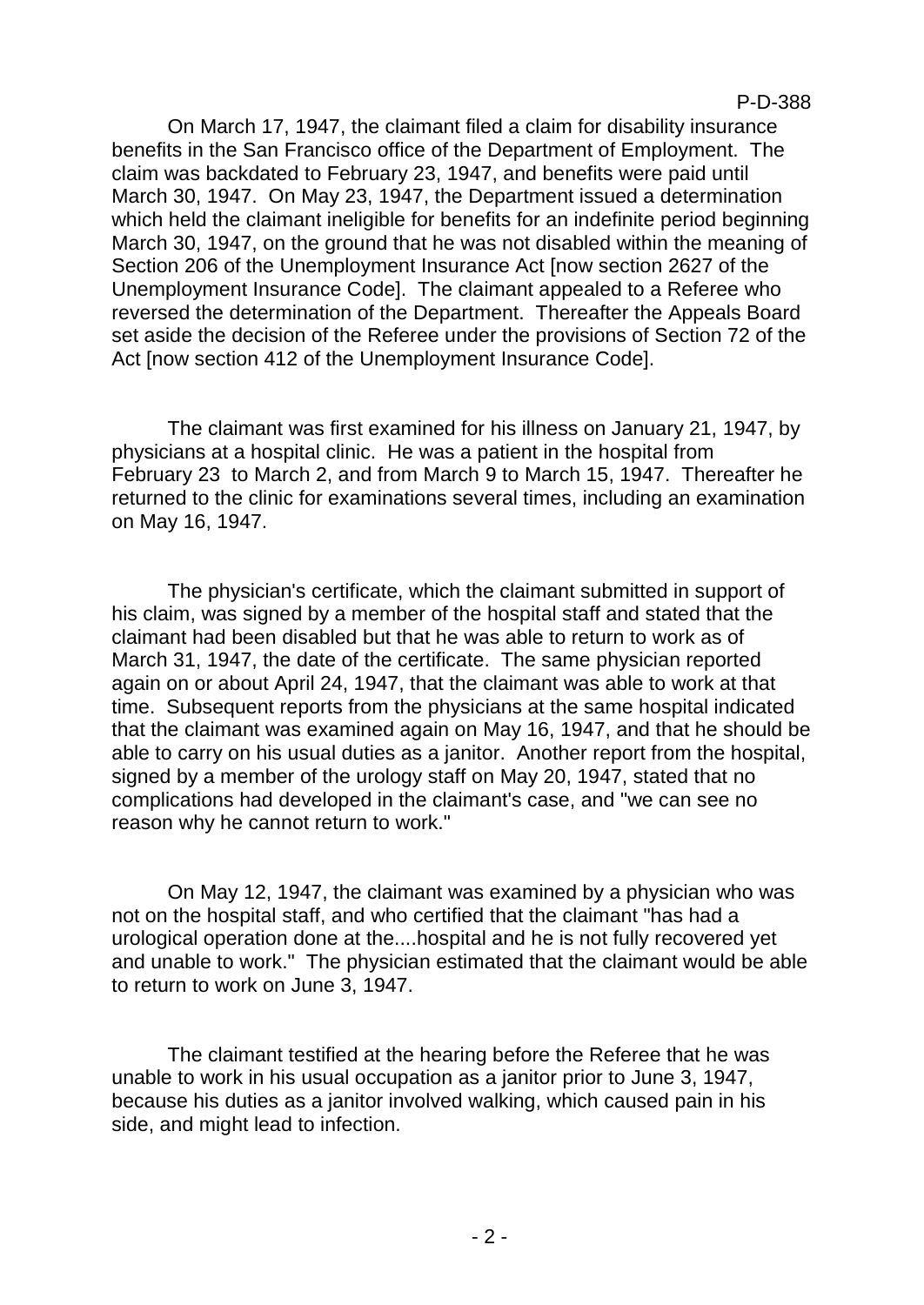On March 17, 1947, the claimant filed a claim for disability insurance benefits in the San Francisco office of the Department of Employment. The claim was backdated to February 23, 1947, and benefits were paid until March 30, 1947. On May 23, 1947, the Department issued a determination which held the claimant ineligible for benefits for an indefinite period beginning March 30, 1947, on the ground that he was not disabled within the meaning of Section 206 of the Unemployment Insurance Act [now section 2627 of the Unemployment Insurance Code]. The claimant appealed to a Referee who reversed the determination of the Department. Thereafter the Appeals Board set aside the decision of the Referee under the provisions of Section 72 of the Act [now section 412 of the Unemployment Insurance Code].

The claimant was first examined for his illness on January 21, 1947, by physicians at a hospital clinic. He was a patient in the hospital from February 23 to March 2, and from March 9 to March 15, 1947. Thereafter he returned to the clinic for examinations several times, including an examination on May 16, 1947.

The physician's certificate, which the claimant submitted in support of his claim, was signed by a member of the hospital staff and stated that the claimant had been disabled but that he was able to return to work as of March 31, 1947, the date of the certificate. The same physician reported again on or about April 24, 1947, that the claimant was able to work at that time. Subsequent reports from the physicians at the same hospital indicated that the claimant was examined again on May 16, 1947, and that he should be able to carry on his usual duties as a janitor. Another report from the hospital, signed by a member of the urology staff on May 20, 1947, stated that no complications had developed in the claimant's case, and "we can see no reason why he cannot return to work."

On May 12, 1947, the claimant was examined by a physician who was not on the hospital staff, and who certified that the claimant "has had a urological operation done at the....hospital and he is not fully recovered yet and unable to work." The physician estimated that the claimant would be able to return to work on June 3, 1947.

The claimant testified at the hearing before the Referee that he was unable to work in his usual occupation as a janitor prior to June 3, 1947, because his duties as a janitor involved walking, which caused pain in his side, and might lead to infection.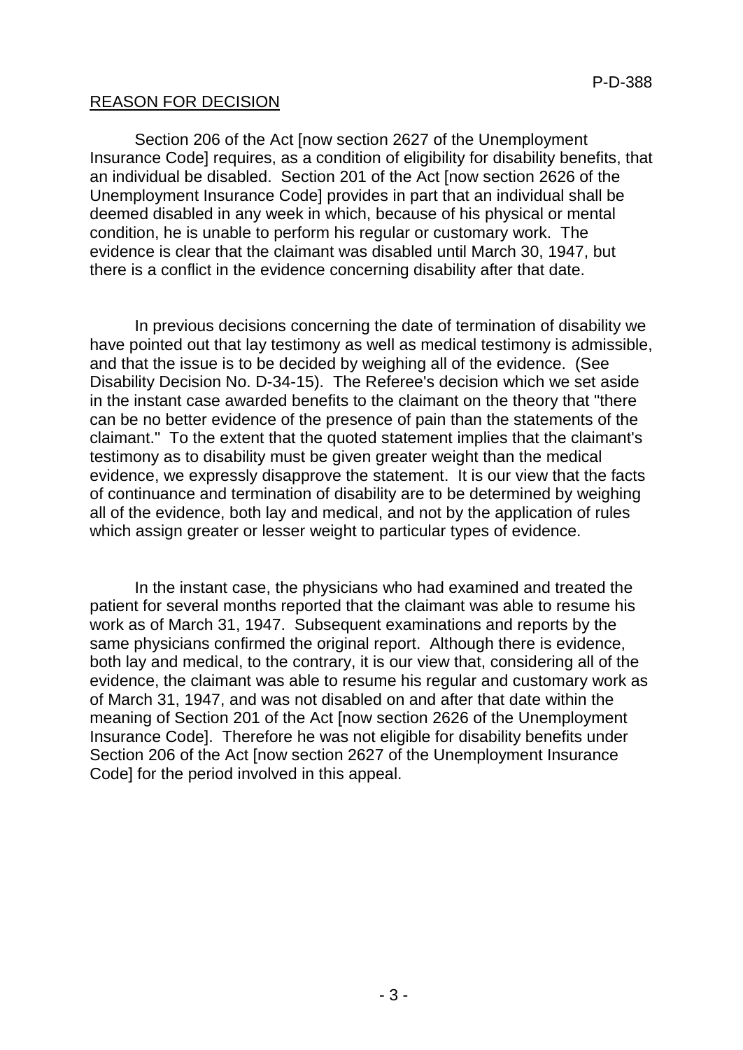## REASON FOR DECISION

Section 206 of the Act [now section 2627 of the Unemployment Insurance Code] requires, as a condition of eligibility for disability benefits, that an individual be disabled. Section 201 of the Act [now section 2626 of the Unemployment Insurance Code] provides in part that an individual shall be deemed disabled in any week in which, because of his physical or mental condition, he is unable to perform his regular or customary work. The evidence is clear that the claimant was disabled until March 30, 1947, but there is a conflict in the evidence concerning disability after that date.

In previous decisions concerning the date of termination of disability we have pointed out that lay testimony as well as medical testimony is admissible, and that the issue is to be decided by weighing all of the evidence. (See Disability Decision No. D-34-15). The Referee's decision which we set aside in the instant case awarded benefits to the claimant on the theory that "there can be no better evidence of the presence of pain than the statements of the claimant." To the extent that the quoted statement implies that the claimant's testimony as to disability must be given greater weight than the medical evidence, we expressly disapprove the statement. It is our view that the facts of continuance and termination of disability are to be determined by weighing all of the evidence, both lay and medical, and not by the application of rules which assign greater or lesser weight to particular types of evidence.

In the instant case, the physicians who had examined and treated the patient for several months reported that the claimant was able to resume his work as of March 31, 1947. Subsequent examinations and reports by the same physicians confirmed the original report. Although there is evidence, both lay and medical, to the contrary, it is our view that, considering all of the evidence, the claimant was able to resume his regular and customary work as of March 31, 1947, and was not disabled on and after that date within the meaning of Section 201 of the Act [now section 2626 of the Unemployment Insurance Code]. Therefore he was not eligible for disability benefits under Section 206 of the Act [now section 2627 of the Unemployment Insurance Code] for the period involved in this appeal.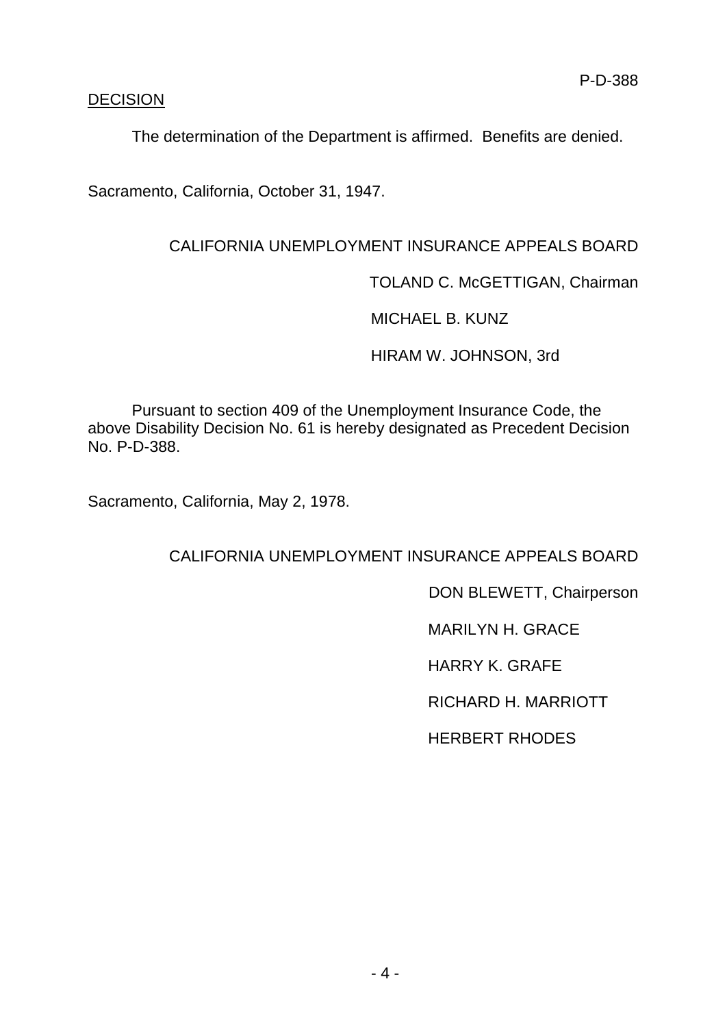## DECISION

The determination of the Department is affirmed. Benefits are denied.

Sacramento, California, October 31, 1947.

CALIFORNIA UNEMPLOYMENT INSURANCE APPEALS BOARD

TOLAND C. McGETTIGAN, Chairman

MICHAEL B. KUNZ

HIRAM W. JOHNSON, 3rd

Pursuant to section 409 of the Unemployment Insurance Code, the above Disability Decision No. 61 is hereby designated as Precedent Decision No. P-D-388.

Sacramento, California, May 2, 1978.

CALIFORNIA UNEMPLOYMENT INSURANCE APPEALS BOARD

DON BLEWETT, Chairperson

MARILYN H. GRACE

HARRY K. GRAFE

RICHARD H. MARRIOTT

HERBERT RHODES